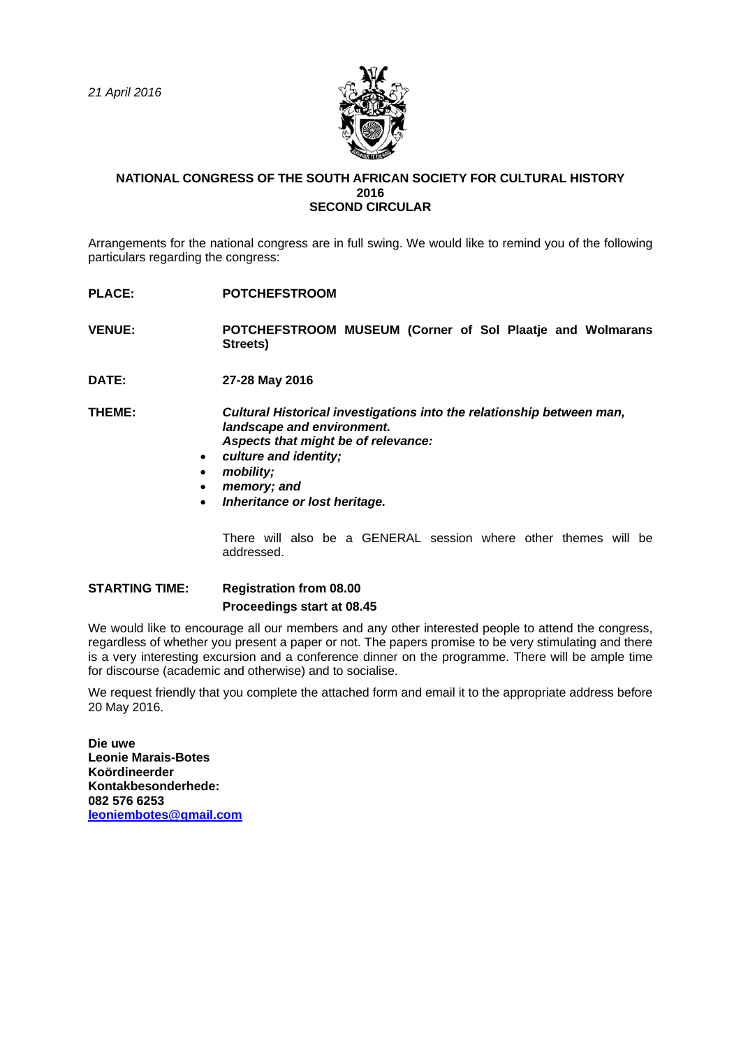*21 April 2016*

**NATIONAL CONGRESS OF THE SOUTH AFRICAN SOCIETY FOR CULTURAL HISTORY 2016**
**SECOND CIRCULAR**

Arrangements for the national congress are in full swing. We would like to remind you of the following particulars regarding the congress:

**PLACE:** **POTCHEFSTROOM**

**VENUE:** **POTCHEFSTROOM MUSEUM (Corner of Sol Plaatje and Wolmarans Streets)**

**DATE:** **27-28 May 2016**

**THEME:** ***Cultural Historical investigations into the relationship between man, landscape and environment.***
***Aspects that might be of relevance:***

- ***culture and identity;***
- ***mobility;***
- ***memory; and***
- ***Inheritance or lost heritage.***

There will also be a GENERAL session where other themes will be addressed.

**STARTING TIME:** **Registration from 08.00**
**Proceedings start at 08.45**

We would like to encourage all our members and any other interested people to attend the congress, regardless of whether you present a paper or not. The papers promise to be very stimulating and there is a very interesting excursion and a conference dinner on the programme. There will be ample time for discourse (academic and otherwise) and to socialise.

We request friendly that you complete the attached form and email it to the appropriate address before 20 May 2016.

**Die uwe**
**Leonie Marais-Botes**
**Koördineerder**
**Kontakbesonderhede:**
**082 576 6253**
**leoniembotes@gmail.com**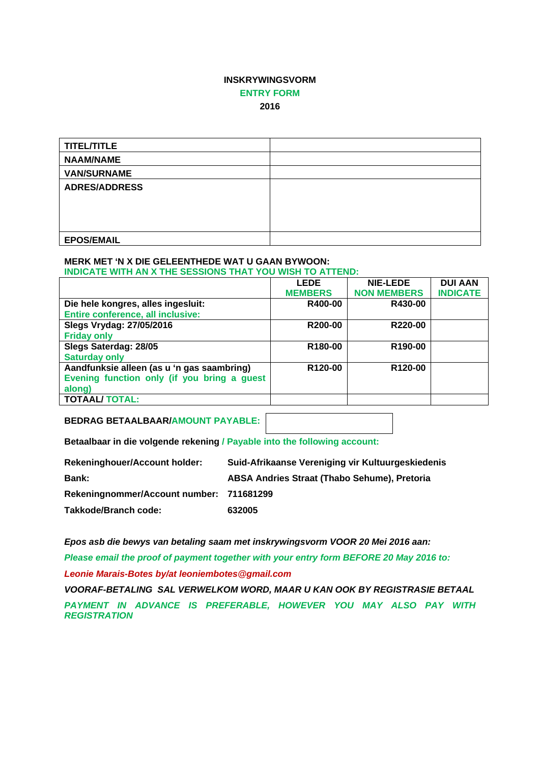**INSKRYWINGSVORM**

**ENTRY FORM**

**2016**

| | |
|---|---|
| **TITEL/TITLE** | |
| **NAAM/NAME** | |
| **VAN/SURNAME** | |
| **ADRES/ADDRESS** | |
| **EPOS/EMAIL** | |

**MERK MET 'N X DIE GELEENTHEDE WAT U GAAN BYWOON:**
**INDICATE WITH AN X THE SESSIONS THAT YOU WISH TO ATTEND:**

| | **LEDE MEMBERS** | **NIE-LEDE NON MEMBERS** | **DUI AAN INDICATE** |
|---|---|---|---|
| **Die hele kongres, alles ingesluit: Entire conference, all inclusive:** | **R400-00** | **R430-00** | |
| **Slegs Vrydag: 27/05/2016 Friday only** | **R200-00** | **R220-00** | |
| **Slegs Saterdag: 28/05 Saturday only** | **R180-00** | **R190-00** | |
| **Aandfunksie alleen (as u 'n gas saambring) Evening function only (if you bring a guest along)** | **R120-00** | **R120-00** | |
| **TOTAAL/ TOTAL:** | | | |

**BEDRAG BETAALBAAR/AMOUNT PAYABLE:**

**Betaalbaar in die volgende rekening / Payable into the following account:**

**Rekeninghouer/Account holder:** **Suid-Afrikaanse Vereniging vir Kultuurgeskiedenis**

**Bank:** **ABSA Andries Straat (Thabo Sehume), Pretoria**

**Rekeningnommer/Account number:** **711681299**

**Takkode/Branch code:** **632005**

***Epos asb die bewys van betaling saam met inskrywingsvorm VOOR 20 Mei 2016 aan:***

***Please email the proof of payment together with your entry form BEFORE 20 May 2016 to:***

***Leonie Marais-Botes by/at leoniembotes@gmail.com***

***VOORAF-BETALING SAL VERWELKOM WORD, MAAR U KAN OOK BY REGISTRASIE BETAAL***

***PAYMENT IN ADVANCE IS PREFERABLE, HOWEVER YOU MAY ALSO PAY WITH REGISTRATION***